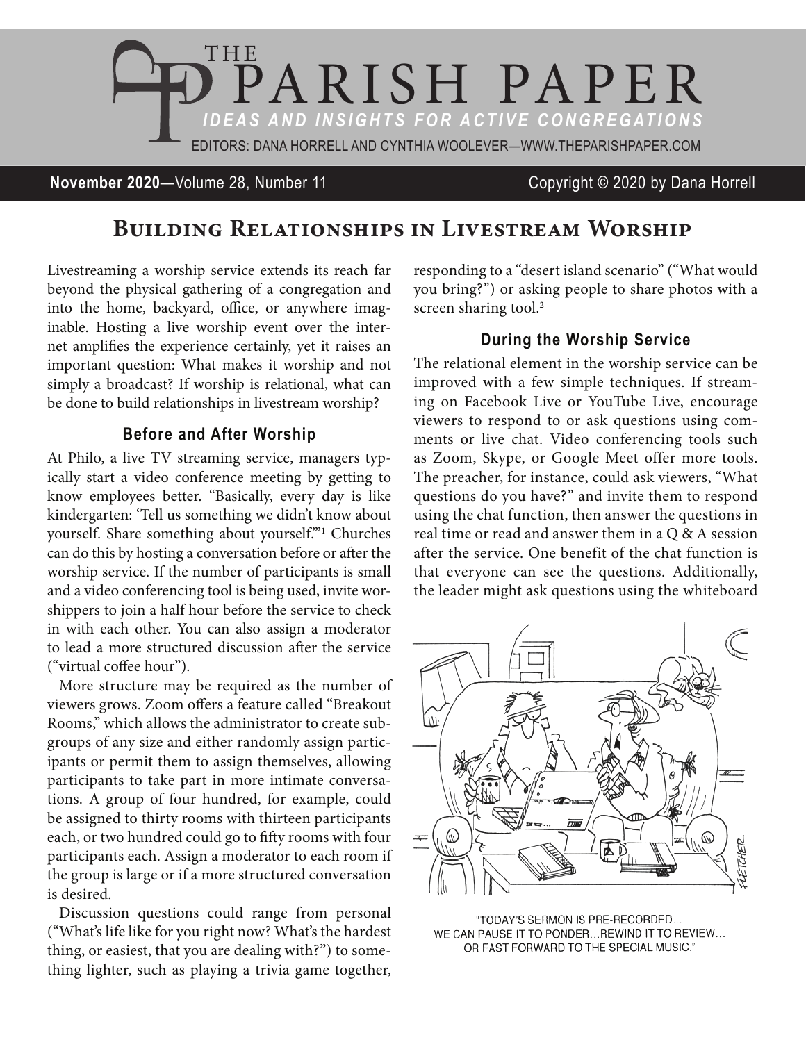# THE PARISH PAPER

*IDEAS AND INSIGHTS FOR ACTIVE CONGREGATIONS*

EDITORS: DANA HORRELL AND CYNTHIA WOOLEVER—WWW.THEPARISHPAPER.COM

**November 2020**—Volume 28, Number 11 Copyright © 2020 by Dana Horrell

## Building Relationships in Livestream Worship

Livestreaming a worship service extends its reach far beyond the physical gathering of a congregation and into the home, backyard, office, or anywhere imaginable. Hosting a live worship event over the internet amplifies the experience certainly, yet it raises an important question: What makes it worship and not simply a broadcast? If worship is relational, what can be done to build relationships in livestream worship?

### Before and After Worship

At Philo, a live TV streaming service, managers typically start a video conference meeting by getting to know employees better. "Basically, every day is like kindergarten: 'Tell us something we didn't know about yourself. Share something about yourself.'"[1] Churches can do this by hosting a conversation before or after the worship service. If the number of participants is small and a video conferencing tool is being used, invite worshippers to join a half hour before the service to check in with each other. You can also assign a moderator to lead a more structured discussion after the service ("virtual coffee hour").

More structure may be required as the number of viewers grows. Zoom offers a feature called "Breakout Rooms," which allows the administrator to create subgroups of any size and either randomly assign participants or permit them to assign themselves, allowing participants to take part in more intimate conversations. A group of four hundred, for example, could be assigned to thirty rooms with thirteen participants each, or two hundred could go to fifty rooms with four participants each. Assign a moderator to each room if the group is large or if a more structured conversation is desired.

Discussion questions could range from personal ("What's life like for you right now? What's the hardest thing, or easiest, that you are dealing with?") to something lighter, such as playing a trivia game together, responding to a "desert island scenario" ("What would you bring?") or asking people to share photos with a screen sharing tool.[2]

### During the Worship Service

The relational element in the worship service can be improved with a few simple techniques. If streaming on Facebook Live or YouTube Live, encourage viewers to respond to or ask questions using comments or live chat. Video conferencing tools such as Zoom, Skype, or Google Meet offer more tools. The preacher, for instance, could ask viewers, "What questions do you have?" and invite them to respond using the chat function, then answer the questions in real time or read and answer them in a Q & A session after the service. One benefit of the chat function is that everyone can see the questions. Additionally, the leader might ask questions using the whiteboard

"TODAY'S SERMON IS PRE-RECORDED... WE CAN PAUSE IT TO PONDER...REWIND IT TO REVIEW... OR FAST FORWARD TO THE SPECIAL MUSIC."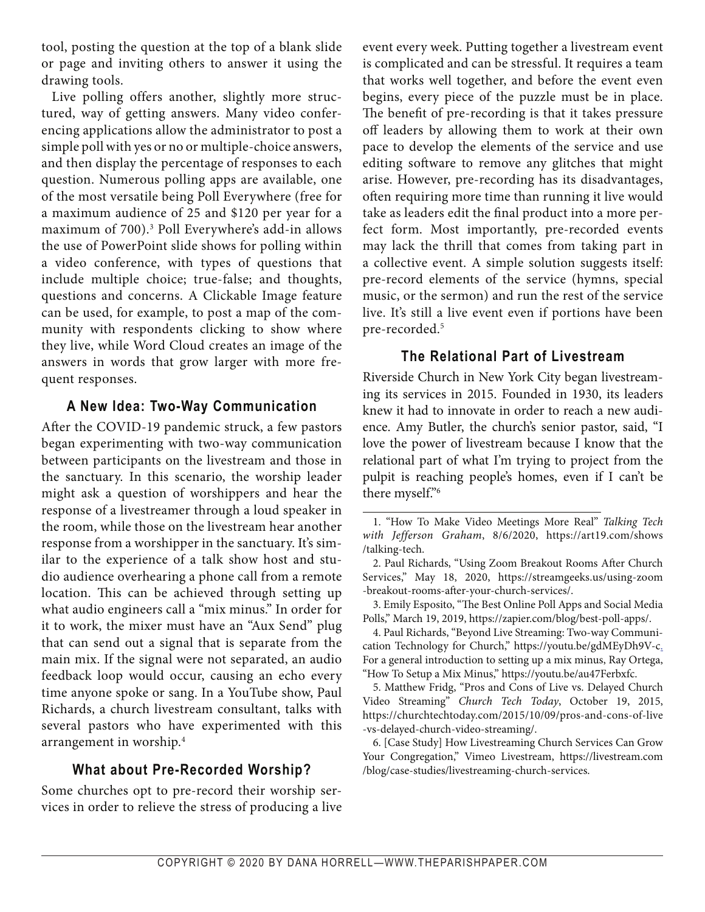tool, posting the question at the top of a blank slide or page and inviting others to answer it using the drawing tools.

Live polling offers another, slightly more structured, way of getting answers. Many video conferencing applications allow the administrator to post a simple poll with yes or no or multiple-choice answers, and then display the percentage of responses to each question. Numerous polling apps are available, one of the most versatile being Poll Everywhere (free for a maximum audience of 25 and $120 per year for a maximum of 700).[3] Poll Everywhere's add-in allows the use of PowerPoint slide shows for polling within a video conference, with types of questions that include multiple choice; true-false; and thoughts, questions and concerns. A Clickable Image feature can be used, for example, to post a map of the community with respondents clicking to show where they live, while Word Cloud creates an image of the answers in words that grow larger with more frequent responses.

### A New Idea: Two-Way Communication

After the COVID-19 pandemic struck, a few pastors began experimenting with two-way communication between participants on the livestream and those in the sanctuary. In this scenario, the worship leader might ask a question of worshippers and hear the response of a livestreamer through a loud speaker in the room, while those on the livestream hear another response from a worshipper in the sanctuary. It's similar to the experience of a talk show host and studio audience overhearing a phone call from a remote location. This can be achieved through setting up what audio engineers call a "mix minus." In order for it to work, the mixer must have an "Aux Send" plug that can send out a signal that is separate from the main mix. If the signal were not separated, an audio feedback loop would occur, causing an echo every time anyone spoke or sang. In a YouTube show, Paul Richards, a church livestream consultant, talks with several pastors who have experimented with this arrangement in worship.[4]

### What about Pre-Recorded Worship?

Some churches opt to pre-record their worship services in order to relieve the stress of producing a live event every week. Putting together a livestream event is complicated and can be stressful. It requires a team that works well together, and before the event even begins, every piece of the puzzle must be in place. The benefit of pre-recording is that it takes pressure off leaders by allowing them to work at their own pace to develop the elements of the service and use editing software to remove any glitches that might arise. However, pre-recording has its disadvantages, often requiring more time than running it live would take as leaders edit the final product into a more perfect form. Most importantly, pre-recorded events may lack the thrill that comes from taking part in a collective event. A simple solution suggests itself: pre-record elements of the service (hymns, special music, or the sermon) and run the rest of the service live. It's still a live event even if portions have been pre-recorded.[5]

### The Relational Part of Livestream

Riverside Church in New York City began livestreaming its services in 2015. Founded in 1930, its leaders knew it had to innovate in order to reach a new audience. Amy Butler, the church's senior pastor, said, "I love the power of livestream because I know that the relational part of what I'm trying to project from the pulpit is reaching people's homes, even if I can't be there myself."[6]

---

1. "How To Make Video Meetings More Real" *Talking Tech with Jefferson Graham*, 8/6/2020, https://art19.com/shows/talking-tech.

2. Paul Richards, "Using Zoom Breakout Rooms After Church Services," May 18, 2020, https://streamgeeks.us/using-zoom-breakout-rooms-after-your-church-services/.

3. Emily Esposito, "The Best Online Poll Apps and Social Media Polls," March 19, 2019, https://zapier.com/blog/best-poll-apps/.

4. Paul Richards, "Beyond Live Streaming: Two-way Communication Technology for Church," https://youtu.be/gdMEyDh9V-c. For a general introduction to setting up a mix minus, Ray Ortega, "How To Setup a Mix Minus," https://youtu.be/au47Ferbxfc.

5. Matthew Fridg, "Pros and Cons of Live vs. Delayed Church Video Streaming" *Church Tech Today*, October 19, 2015, https://churchtechtoday.com/2015/10/09/pros-and-cons-of-live-vs-delayed-church-video-streaming/.

6. [Case Study] How Livestreaming Church Services Can Grow Your Congregation," Vimeo Livestream, https://livestream.com/blog/case-studies/livestreaming-church-services.

COPYRIGHT © 2020 BY DANA HORRELL—WWW.THEPARISHPAPER.COM